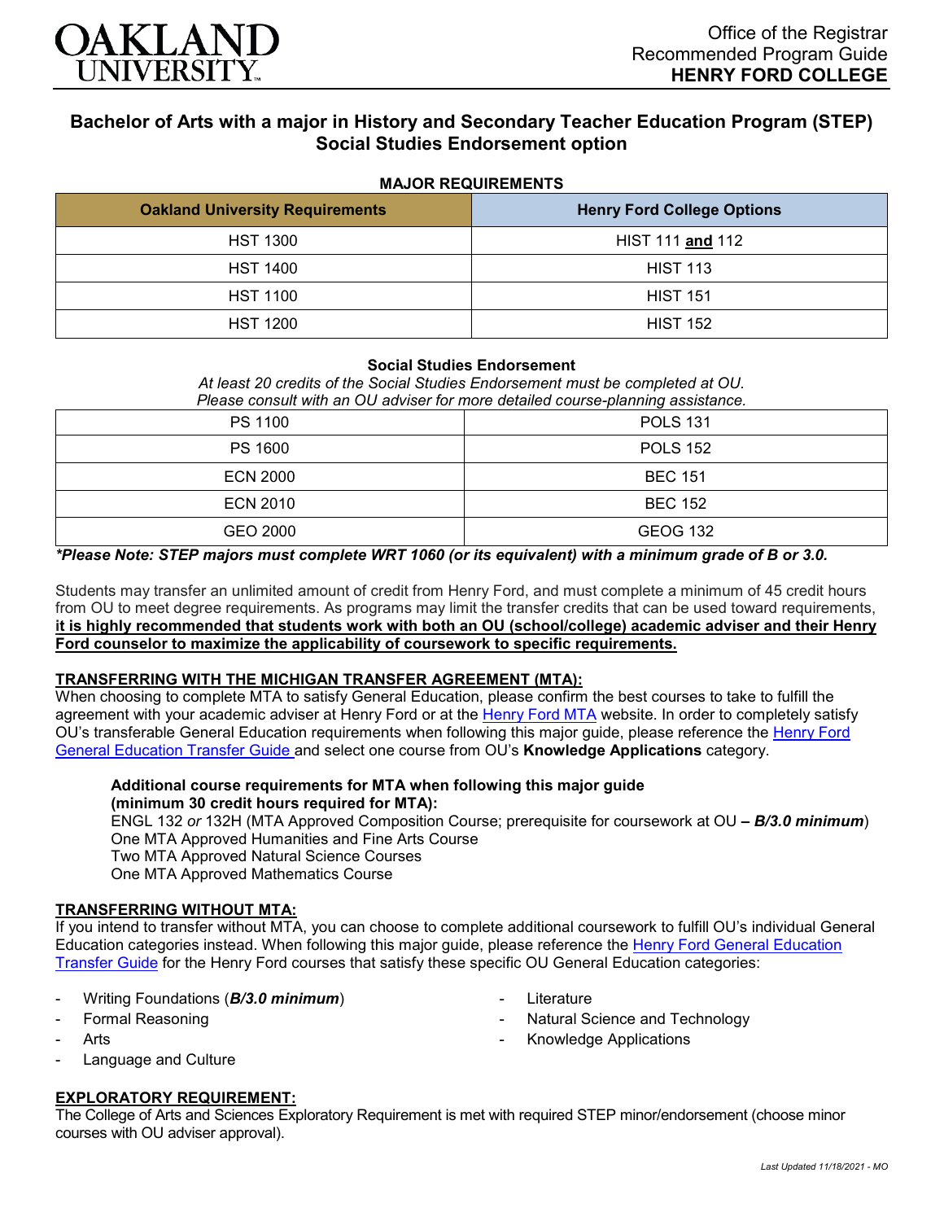# Bachelor of Arts with a major in History and Secondary Teacher Education Program (STEP) Social Studies Endorsement option

Office of the Registrar
Recommended Program Guide
**HENRY FORD COLLEGE**

### MAJOR REQUIREMENTS

| Oakland University Requirements | Henry Ford College Options |
|---|---|
| HST 1300 | HIST 111 **and** 112 |
| HST 1400 | HIST 113 |
| HST 1100 | HIST 151 |
| HST 1200 | HIST 152 |

### Social Studies Endorsement

*At least 20 credits of the Social Studies Endorsement must be completed at OU.*
*Please consult with an OU adviser for more detailed course-planning assistance.*

| | |
|---|---|
| PS 1100 | POLS 131 |
| PS 1600 | POLS 152 |
| ECN 2000 | BEC 151 |
| ECN 2010 | BEC 152 |
| GEO 2000 | GEOG 132 |

***Please Note: STEP majors must complete WRT 1060 (or its equivalent) with a minimum grade of B or 3.0.***

Students may transfer an unlimited amount of credit from Henry Ford, and must complete a minimum of 45 credit hours from OU to meet degree requirements. As programs may limit the transfer credits that can be used toward requirements, **it is highly recommended that students work with both an OU (school/college) academic adviser and their Henry Ford counselor to maximize the applicability of coursework to specific requirements.**

### TRANSFERRING WITH THE MICHIGAN TRANSFER AGREEMENT (MTA):

When choosing to complete MTA to satisfy General Education, please confirm the best courses to take to fulfill the agreement with your academic adviser at Henry Ford or at the Henry Ford MTA website. In order to completely satisfy OU's transferable General Education requirements when following this major guide, please reference the Henry Ford General Education Transfer Guide and select one course from OU's **Knowledge Applications** category.

**Additional course requirements for MTA when following this major guide (minimum 30 credit hours required for MTA):**
ENGL 132 *or* 132H (MTA Approved Composition Course; prerequisite for coursework at OU **–** ***B/3.0 minimum***)
One MTA Approved Humanities and Fine Arts Course
Two MTA Approved Natural Science Courses
One MTA Approved Mathematics Course

### TRANSFERRING WITHOUT MTA:

If you intend to transfer without MTA, you can choose to complete additional coursework to fulfill OU's individual General Education categories instead. When following this major guide, please reference the Henry Ford General Education Transfer Guide for the Henry Ford courses that satisfy these specific OU General Education categories:

- Writing Foundations (***B/3.0 minimum***)
- Formal Reasoning
- Arts
- Language and Culture
- Literature
- Natural Science and Technology
- Knowledge Applications

### EXPLORATORY REQUIREMENT:

The College of Arts and Sciences Exploratory Requirement is met with required STEP minor/endorsement (choose minor courses with OU adviser approval).

*Last Updated 11/18/2021 - MO*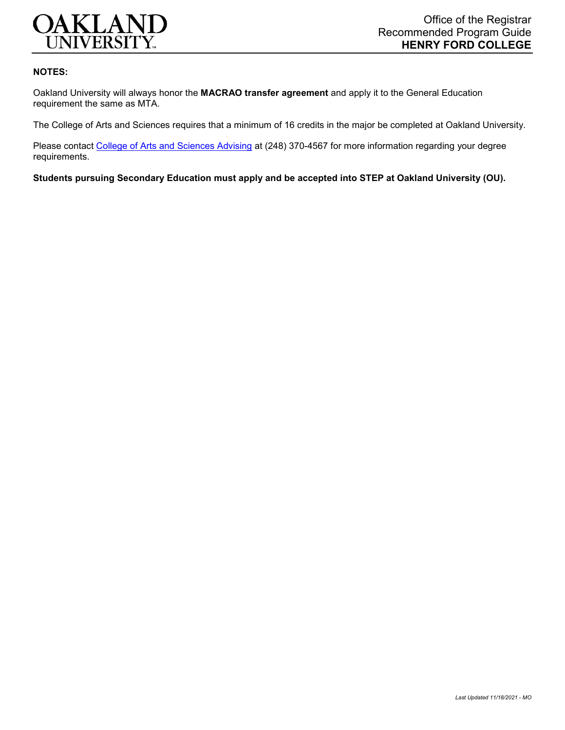**NOTES:**

Oakland University will always honor the **MACRAO transfer agreement** and apply it to the General Education requirement the same as MTA.

The College of Arts and Sciences requires that a minimum of 16 credits in the major be completed at Oakland University.

Please contact College of Arts and Sciences Advising at (248) 370-4567 for more information regarding your degree requirements.

**Students pursuing Secondary Education must apply and be accepted into STEP at Oakland University (OU).**

*Last Updated 11/18/2021 - MO*